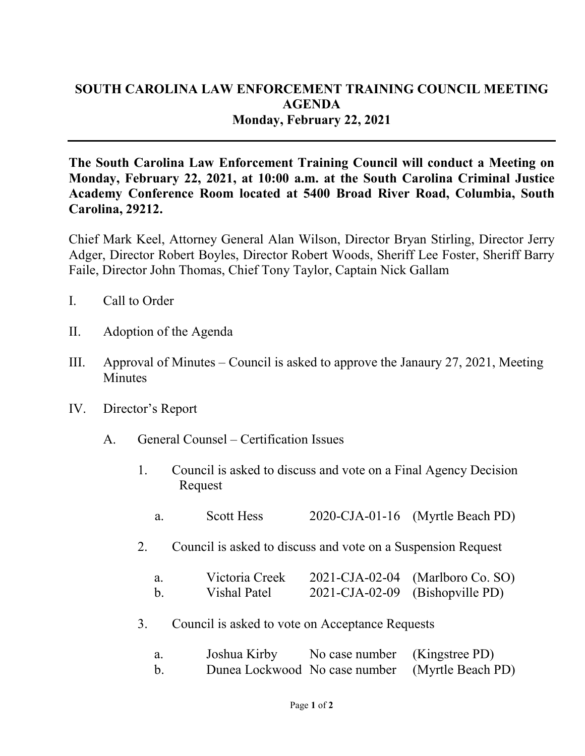# SOUTH CAROLINA LAW ENFORCEMENT TRAINING COUNCIL MEETING AGENDA
## Monday, February 22, 2021

---

**The South Carolina Law Enforcement Training Council will conduct a Meeting on Monday, February 22, 2021, at 10:00 a.m. at the South Carolina Criminal Justice Academy Conference Room located at 5400 Broad River Road, Columbia, South Carolina, 29212.**

Chief Mark Keel, Attorney General Alan Wilson, Director Bryan Stirling, Director Jerry Adger, Director Robert Boyles, Director Robert Woods, Sheriff Lee Foster, Sheriff Barry Faile, Director John Thomas, Chief Tony Taylor, Captain Nick Gallam

I. Call to Order

II. Adoption of the Agenda

III. Approval of Minutes – Council is asked to approve the Janaury 27, 2021, Meeting Minutes

IV. Director's Report

   A. General Counsel – Certification Issues

      1. Council is asked to discuss and vote on a Final Agency Decision Request

         a. Scott Hess 2020-CJA-01-16 (Myrtle Beach PD)

      2. Council is asked to discuss and vote on a Suspension Request

         a. Victoria Creek 2021-CJA-02-04 (Marlboro Co. SO)
         b. Vishal Patel 2021-CJA-02-09 (Bishopville PD)

      3. Council is asked to vote on Acceptance Requests

         a. Joshua Kirby No case number (Kingstree PD)
         b. Dunea Lockwood No case number (Myrtle Beach PD)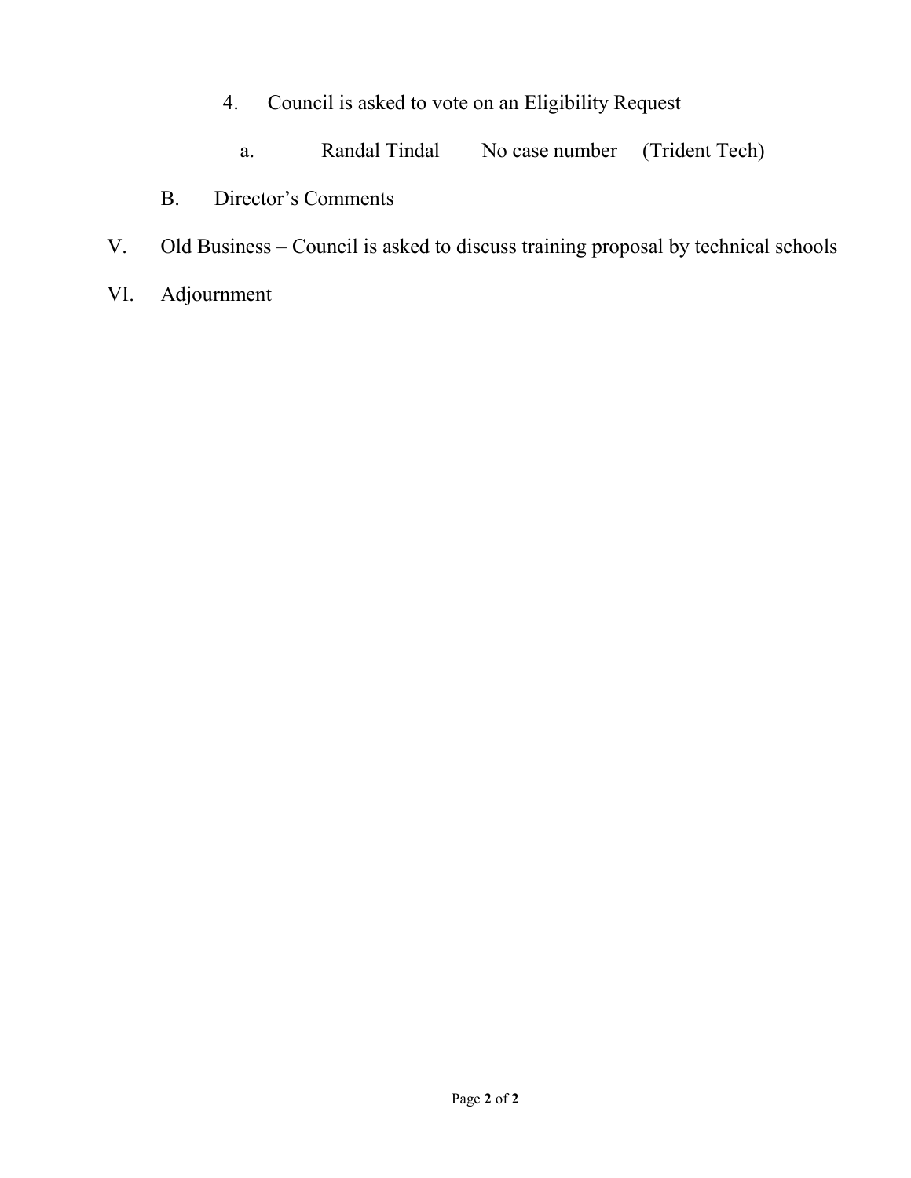4. Council is asked to vote on an Eligibility Request

   a. Randal Tindal No case number (Trident Tech)

B. Director's Comments

V. Old Business – Council is asked to discuss training proposal by technical schools

VI. Adjournment